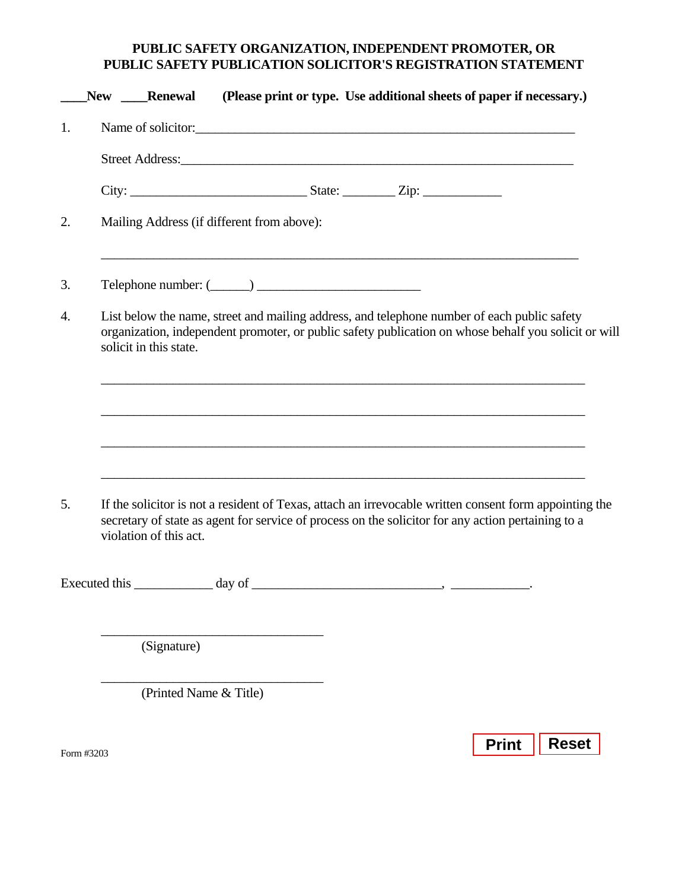**PUBLIC SAFETY ORGANIZATION, INDEPENDENT PROMOTER, OR PUBLIC SAFETY PUBLICATION SOLICITOR'S REGISTRATION STATEMENT**

**____New ____Renewal (Please print or type. Use additional sheets of paper if necessary.)**

1. Name of solicitor:____________________________________________________________

   Street Address:_______________________________________________________________

   City: __________________________ State: ________ Zip: ____________

2. Mailing Address (if different from above):

   ___________________________________________________________________________

3. Telephone number: (______) ________________________

4. List below the name, street and mailing address, and telephone number of each public safety organization, independent promoter, or public safety publication on whose behalf you solicit or will solicit in this state.

   ___________________________________________________________________________

   ___________________________________________________________________________

   ___________________________________________________________________________

   ___________________________________________________________________________

5. If the solicitor is not a resident of Texas, attach an irrevocable written consent form appointing the secretary of state as agent for service of process on the solicitor for any action pertaining to a violation of this act.

Executed this ____________ day of ____________________________, ____________.

_________________________________
(Signature)

_________________________________
(Printed Name & Title)

Form #3203

Print Reset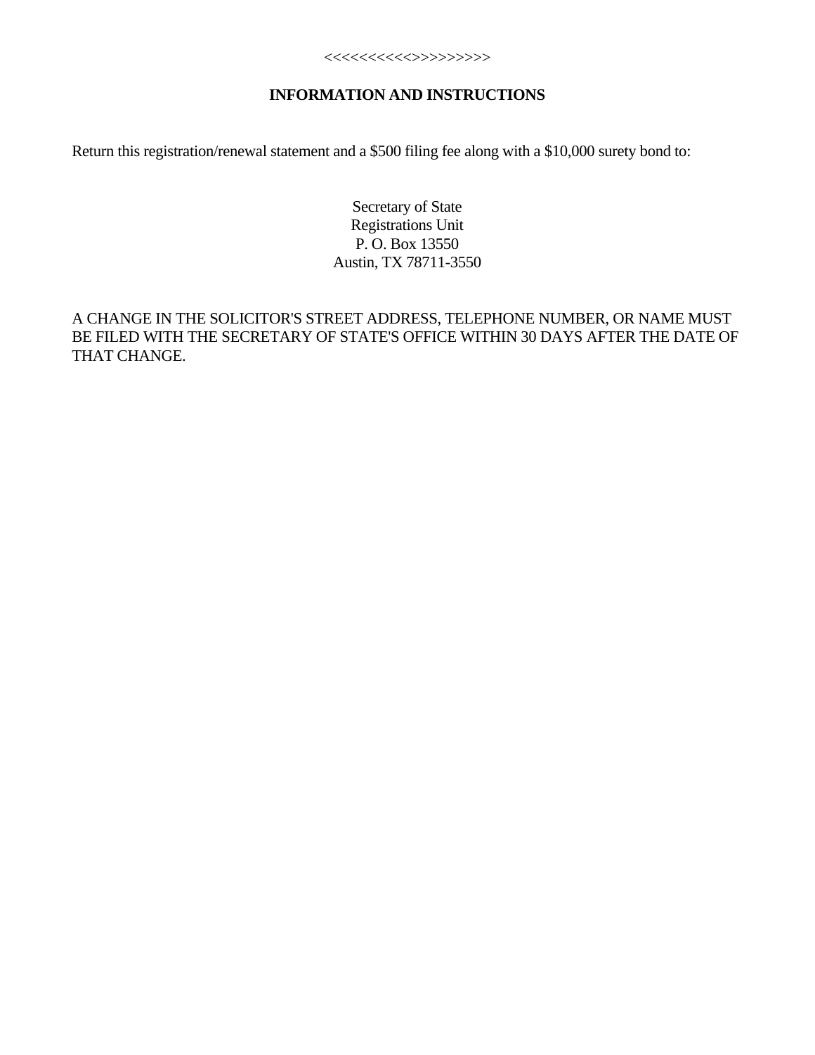<<<<<<<<<<>>>>>>>>>>

## INFORMATION AND INSTRUCTIONS

Return this registration/renewal statement and a $500 filing fee along with a $10,000 surety bond to:

Secretary of State
Registrations Unit
P. O. Box 13550
Austin, TX 78711-3550

A CHANGE IN THE SOLICITOR'S STREET ADDRESS, TELEPHONE NUMBER, OR NAME MUST BE FILED WITH THE SECRETARY OF STATE'S OFFICE WITHIN 30 DAYS AFTER THE DATE OF THAT CHANGE.